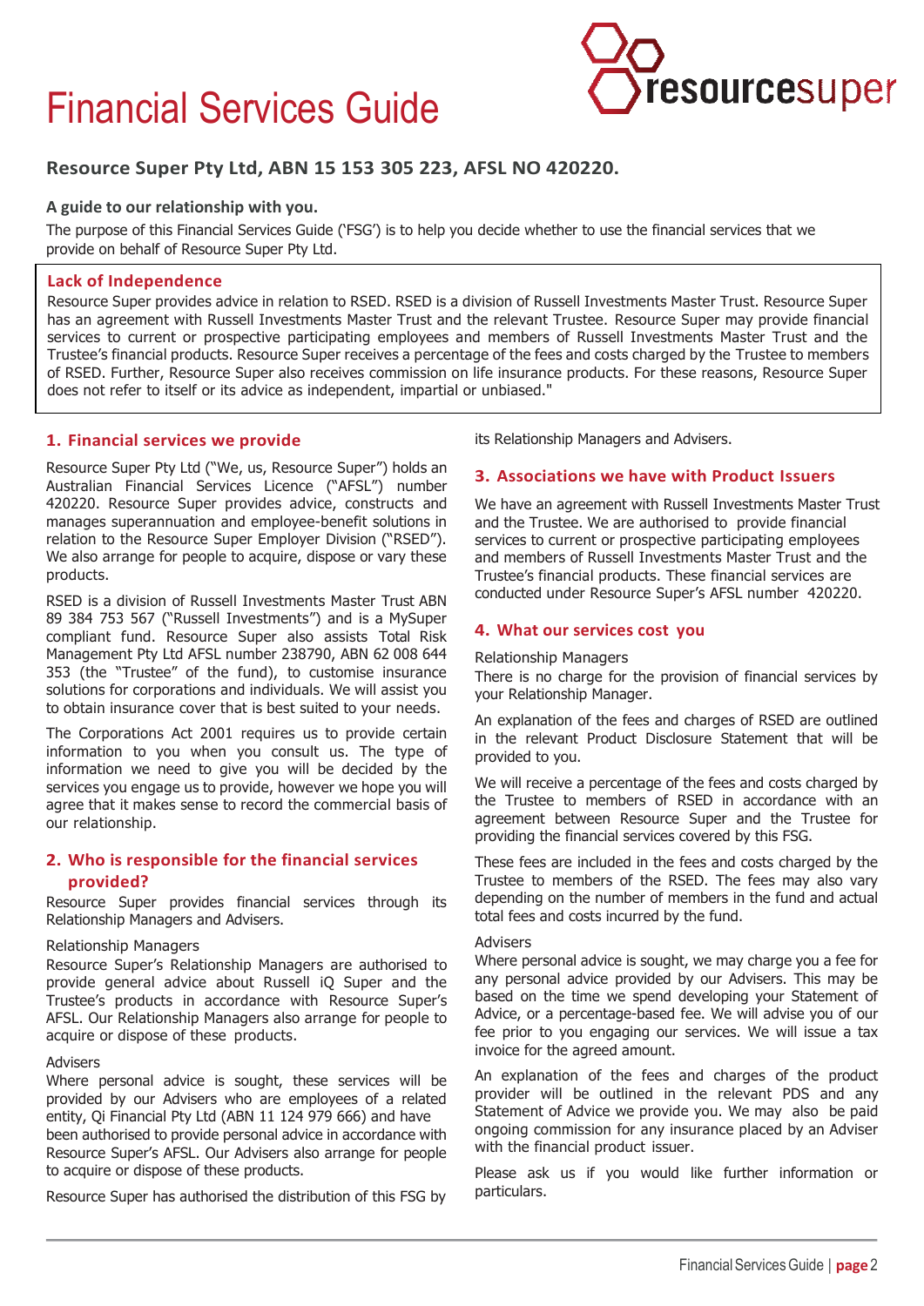# Financial Services Guide

## Resource Super Pty Ltd, ABN 15 153 305 223, AFSL NO 420220.

**A guide to our relationship with you.**

The purpose of this Financial Services Guide ('FSG') is to help you decide whether to use the financial services that we provide on behalf of Resource Super Pty Ltd.

### Lack of Independence

Resource Super provides advice in relation to RSED. RSED is a division of Russell Investments Master Trust. Resource Super has an agreement with Russell Investments Master Trust and the relevant Trustee. Resource Super may provide financial services to current or prospective participating employees and members of Russell Investments Master Trust and the Trustee's financial products. Resource Super receives a percentage of the fees and costs charged by the Trustee to members of RSED. Further, Resource Super also receives commission on life insurance products. For these reasons, Resource Super does not refer to itself or its advice as independent, impartial or unbiased."

### 1. Financial services we provide

Resource Super Pty Ltd ("We, us, Resource Super") holds an Australian Financial Services Licence ("AFSL") number 420220. Resource Super provides advice, constructs and manages superannuation and employee-benefit solutions in relation to the Resource Super Employer Division ("RSED"). We also arrange for people to acquire, dispose or vary these products.

RSED is a division of Russell Investments Master Trust ABN 89 384 753 567 ("Russell Investments") and is a MySuper compliant fund. Resource Super also assists Total Risk Management Pty Ltd AFSL number 238790, ABN 62 008 644 353 (the "Trustee" of the fund), to customise insurance solutions for corporations and individuals. We will assist you to obtain insurance cover that is best suited to your needs.

The Corporations Act 2001 requires us to provide certain information to you when you consult us. The type of information we need to give you will be decided by the services you engage us to provide, however we hope you will agree that it makes sense to record the commercial basis of our relationship.

### 2. Who is responsible for the financial services provided?

Resource Super provides financial services through its Relationship Managers and Advisers.

Relationship Managers

Resource Super's Relationship Managers are authorised to provide general advice about Russell iQ Super and the Trustee's products in accordance with Resource Super's AFSL. Our Relationship Managers also arrange for people to acquire or dispose of these products.

Advisers

Where personal advice is sought, these services will be provided by our Advisers who are employees of a related entity, Qi Financial Pty Ltd (ABN 11 124 979 666) and have been authorised to provide personal advice in accordance with Resource Super's AFSL. Our Advisers also arrange for people to acquire or dispose of these products.

Resource Super has authorised the distribution of this FSG by its Relationship Managers and Advisers.

### 3. Associations we have with Product Issuers

We have an agreement with Russell Investments Master Trust and the Trustee. We are authorised to provide financial services to current or prospective participating employees and members of Russell Investments Master Trust and the Trustee's financial products. These financial services are conducted under Resource Super's AFSL number 420220.

### 4. What our services cost you

Relationship Managers

There is no charge for the provision of financial services by your Relationship Manager.

An explanation of the fees and charges of RSED are outlined in the relevant Product Disclosure Statement that will be provided to you.

We will receive a percentage of the fees and costs charged by the Trustee to members of RSED in accordance with an agreement between Resource Super and the Trustee for providing the financial services covered by this FSG.

These fees are included in the fees and costs charged by the Trustee to members of the RSED. The fees may also vary depending on the number of members in the fund and actual total fees and costs incurred by the fund.

Advisers

Where personal advice is sought, we may charge you a fee for any personal advice provided by our Advisers. This may be based on the time we spend developing your Statement of Advice, or a percentage-based fee. We will advise you of our fee prior to you engaging our services. We will issue a tax invoice for the agreed amount.

An explanation of the fees and charges of the product provider will be outlined in the relevant PDS and any Statement of Advice we provide you. We may also be paid ongoing commission for any insurance placed by an Adviser with the financial product issuer.

Please ask us if you would like further information or particulars.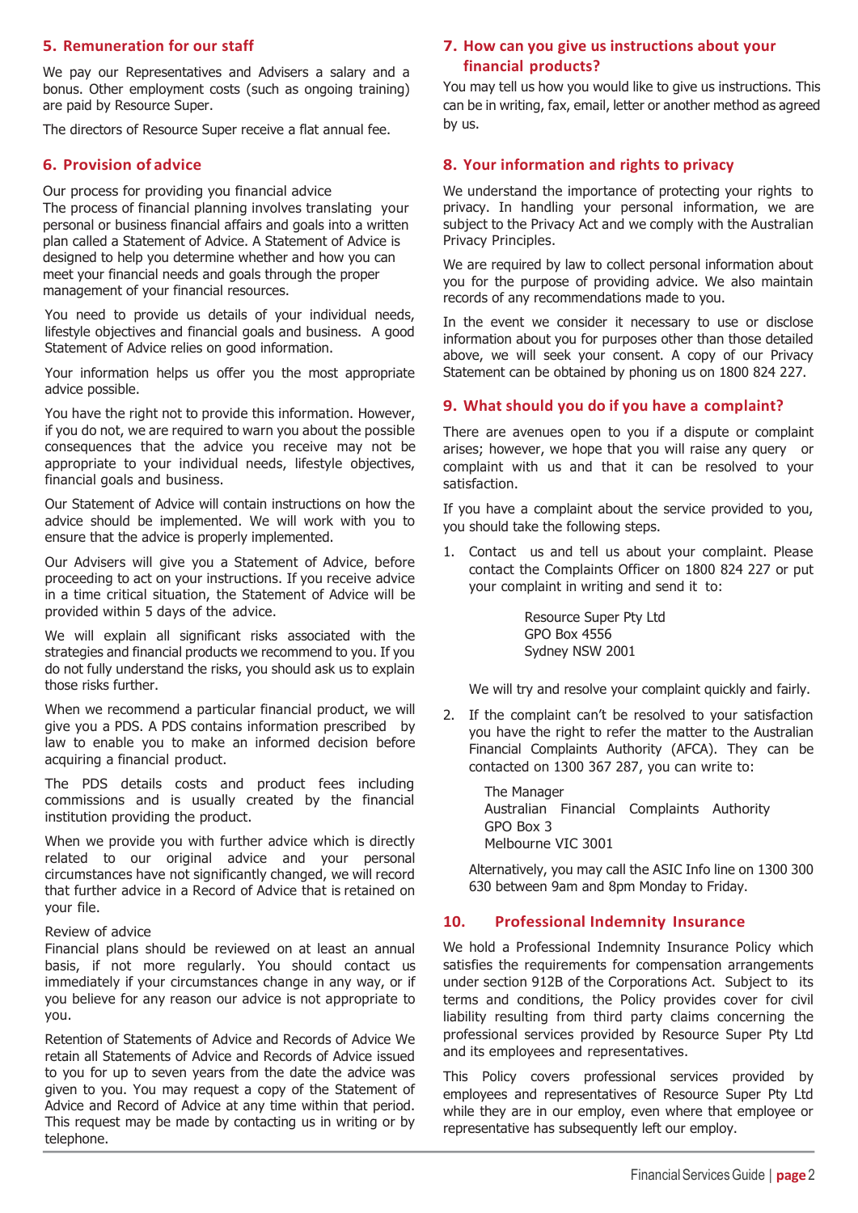## 5. Remuneration for our staff

We pay our Representatives and Advisers a salary and a bonus. Other employment costs (such as ongoing training) are paid by Resource Super.

The directors of Resource Super receive a flat annual fee.

## 6. Provision of advice

Our process for providing you financial advice

The process of financial planning involves translating your personal or business financial affairs and goals into a written plan called a Statement of Advice. A Statement of Advice is designed to help you determine whether and how you can meet your financial needs and goals through the proper management of your financial resources.

You need to provide us details of your individual needs, lifestyle objectives and financial goals and business. A good Statement of Advice relies on good information.

Your information helps us offer you the most appropriate advice possible.

You have the right not to provide this information. However, if you do not, we are required to warn you about the possible consequences that the advice you receive may not be appropriate to your individual needs, lifestyle objectives, financial goals and business.

Our Statement of Advice will contain instructions on how the advice should be implemented. We will work with you to ensure that the advice is properly implemented.

Our Advisers will give you a Statement of Advice, before proceeding to act on your instructions. If you receive advice in a time critical situation, the Statement of Advice will be provided within 5 days of the advice.

We will explain all significant risks associated with the strategies and financial products we recommend to you. If you do not fully understand the risks, you should ask us to explain those risks further.

When we recommend a particular financial product, we will give you a PDS. A PDS contains information prescribed by law to enable you to make an informed decision before acquiring a financial product.

The PDS details costs and product fees including commissions and is usually created by the financial institution providing the product.

When we provide you with further advice which is directly related to our original advice and your personal circumstances have not significantly changed, we will record that further advice in a Record of Advice that is retained on your file.

Review of advice

Financial plans should be reviewed on at least an annual basis, if not more regularly. You should contact us immediately if your circumstances change in any way, or if you believe for any reason our advice is not appropriate to you.

Retention of Statements of Advice and Records of Advice We retain all Statements of Advice and Records of Advice issued to you for up to seven years from the date the advice was given to you. You may request a copy of the Statement of Advice and Record of Advice at any time within that period. This request may be made by contacting us in writing or by telephone.

## 7. How can you give us instructions about your financial products?

You may tell us how you would like to give us instructions. This can be in writing, fax, email, letter or another method as agreed by us.

## 8. Your information and rights to privacy

We understand the importance of protecting your rights to privacy. In handling your personal information, we are subject to the Privacy Act and we comply with the Australian Privacy Principles.

We are required by law to collect personal information about you for the purpose of providing advice. We also maintain records of any recommendations made to you.

In the event we consider it necessary to use or disclose information about you for purposes other than those detailed above, we will seek your consent. A copy of our Privacy Statement can be obtained by phoning us on 1800 824 227.

## 9. What should you do if you have a complaint?

There are avenues open to you if a dispute or complaint arises; however, we hope that you will raise any query or complaint with us and that it can be resolved to your satisfaction.

If you have a complaint about the service provided to you, you should take the following steps.

1. Contact us and tell us about your complaint. Please contact the Complaints Officer on 1800 824 227 or put your complaint in writing and send it to:

   Resource Super Pty Ltd
   GPO Box 4556
   Sydney NSW 2001

   We will try and resolve your complaint quickly and fairly.

2. If the complaint can't be resolved to your satisfaction you have the right to refer the matter to the Australian Financial Complaints Authority (AFCA). They can be contacted on 1300 367 287, you can write to:

   The Manager
   Australian Financial Complaints Authority
   GPO Box 3
   Melbourne VIC 3001

   Alternatively, you may call the ASIC Info line on 1300 300 630 between 9am and 8pm Monday to Friday.

## 10. Professional Indemnity Insurance

We hold a Professional Indemnity Insurance Policy which satisfies the requirements for compensation arrangements under section 912B of the Corporations Act. Subject to its terms and conditions, the Policy provides cover for civil liability resulting from third party claims concerning the professional services provided by Resource Super Pty Ltd and its employees and representatives.

This Policy covers professional services provided by employees and representatives of Resource Super Pty Ltd while they are in our employ, even where that employee or representative has subsequently left our employ.